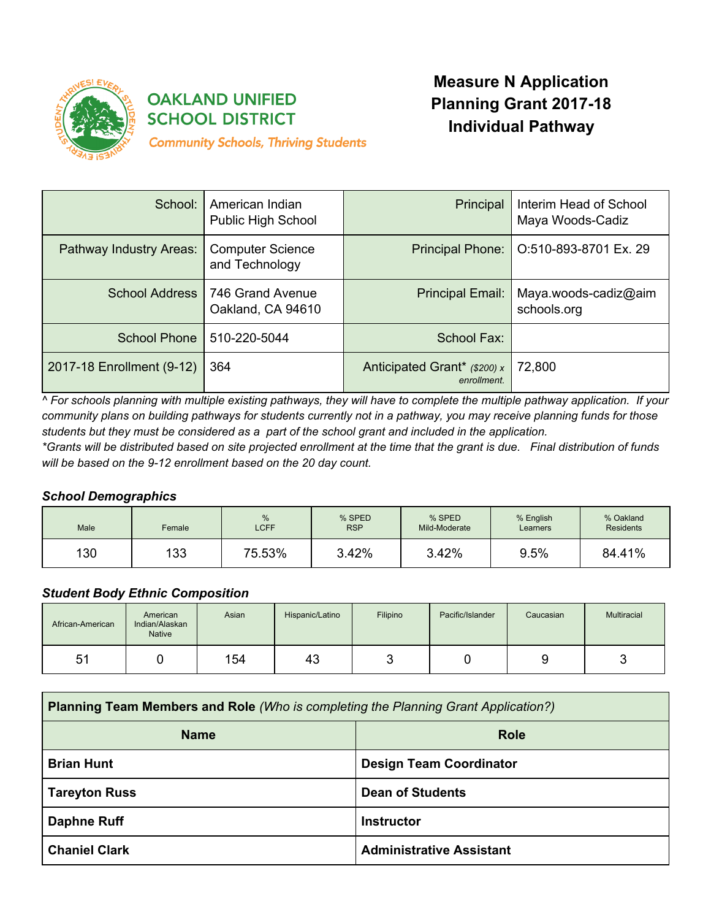OAKLAND UNIFIED SCHOOL DISTRICT

*Community Schools, Thriving Students*

# Measure N Application Planning Grant 2017-18 Individual Pathway

| School: | American Indian Public High School | Principal | Interim Head of School Maya Woods-Cadiz |
|---|---|---|---|
| Pathway Industry Areas: | Computer Science and Technology | Principal Phone: | O:510-893-8701 Ex. 29 |
| School Address | 746 Grand Avenue Oakland, CA 94610 | Principal Email: | Maya.woods-cadiz@aimschools.org |
| School Phone | 510-220-5044 | School Fax: | |
| 2017-18 Enrollment (9-12) | 364 | Anticipated Grant* *($200) x enrollment.* | 72,800 |

*^ For schools planning with multiple existing pathways, they will have to complete the multiple pathway application. If your community plans on building pathways for students currently not in a pathway, you may receive planning funds for those students but they must be considered as a part of the school grant and included in the application.*

*\*Grants will be distributed based on site projected enrollment at the time that the grant is due. Final distribution of funds will be based on the 9-12 enrollment based on the 20 day count.*

### *School Demographics*

| Male | Female | % LCFF | % SPED RSP | % SPED Mild-Moderate | % English Learners | % Oakland Residents |
|---|---|---|---|---|---|---|
| 130 | 133 | 75.53% | 3.42% | 3.42% | 9.5% | 84.41% |

### *Student Body Ethnic Composition*

| African-American | American Indian/Alaskan Native | Asian | Hispanic/Latino | Filipino | Pacific/Islander | Caucasian | Multiracial |
|---|---|---|---|---|---|---|---|
| 51 | 0 | 154 | 43 | 3 | 0 | 9 | 3 |

| **Planning Team Members and Role** *(Who is completing the Planning Grant Application?)* | |
|---|---|
| **Name** | **Role** |
| **Brian Hunt** | **Design Team Coordinator** |
| **Tareyton Russ** | **Dean of Students** |
| **Daphne Ruff** | **Instructor** |
| **Chaniel Clark** | **Administrative Assistant** |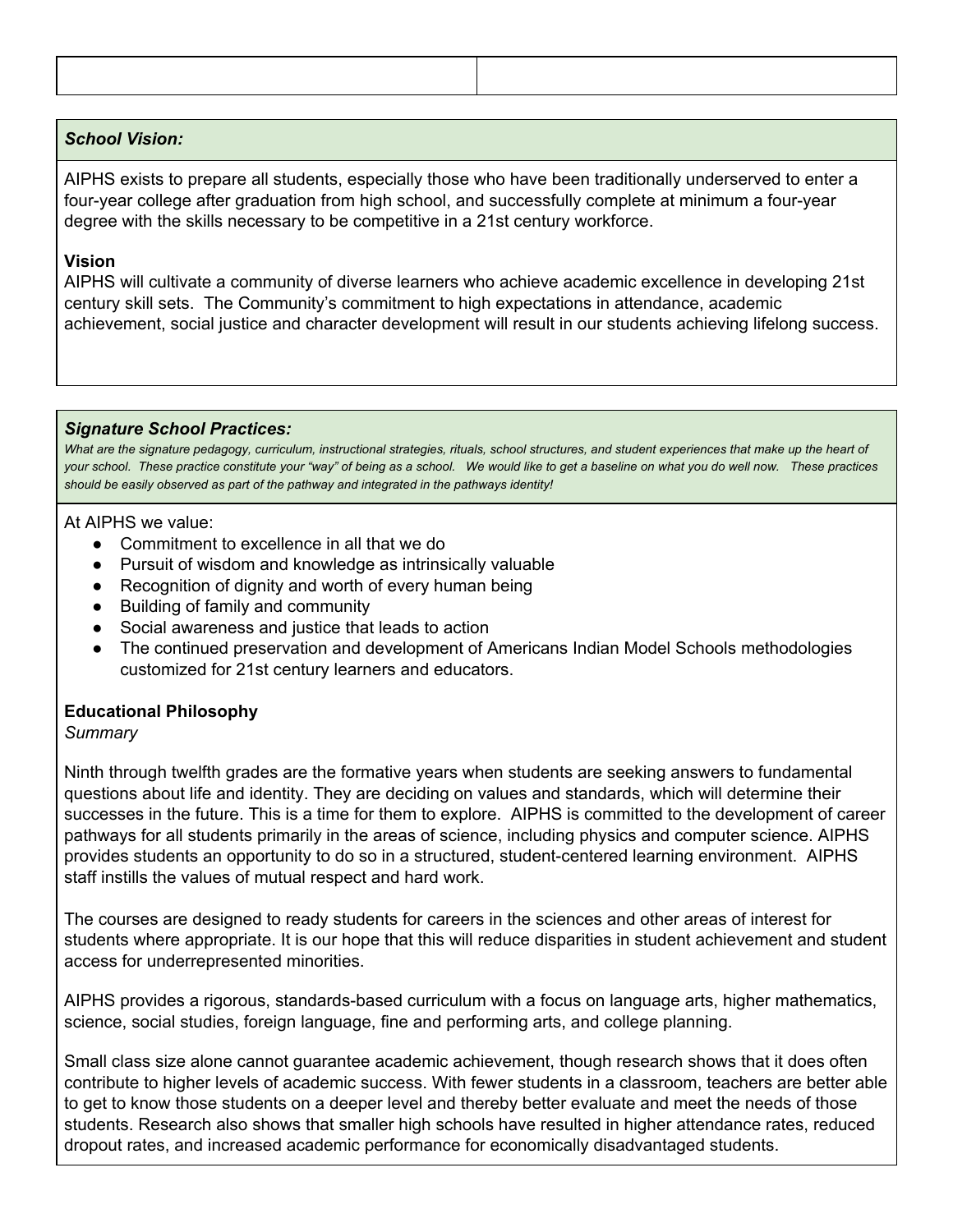| | |
|---|---|
| | |

***School Vision:***

AIPHS exists to prepare all students, especially those who have been traditionally underserved to enter a four-year college after graduation from high school, and successfully complete at minimum a four-year degree with the skills necessary to be competitive in a 21st century workforce.

**Vision**

AIPHS will cultivate a community of diverse learners who achieve academic excellence in developing 21st century skill sets. The Community's commitment to high expectations in attendance, academic achievement, social justice and character development will result in our students achieving lifelong success.

***Signature School Practices:***

*What are the signature pedagogy, curriculum, instructional strategies, rituals, school structures, and student experiences that make up the heart of your school. These practice constitute your "way" of being as a school. We would like to get a baseline on what you do well now. These practices should be easily observed as part of the pathway and integrated in the pathways identity!*

At AIPHS we value:

- Commitment to excellence in all that we do
- Pursuit of wisdom and knowledge as intrinsically valuable
- Recognition of dignity and worth of every human being
- Building of family and community
- Social awareness and justice that leads to action
- The continued preservation and development of Americans Indian Model Schools methodologies customized for 21st century learners and educators.

**Educational Philosophy**

*Summary*

Ninth through twelfth grades are the formative years when students are seeking answers to fundamental questions about life and identity. They are deciding on values and standards, which will determine their successes in the future. This is a time for them to explore. AIPHS is committed to the development of career pathways for all students primarily in the areas of science, including physics and computer science. AIPHS provides students an opportunity to do so in a structured, student-centered learning environment. AIPHS staff instills the values of mutual respect and hard work.

The courses are designed to ready students for careers in the sciences and other areas of interest for students where appropriate. It is our hope that this will reduce disparities in student achievement and student access for underrepresented minorities.

AIPHS provides a rigorous, standards-based curriculum with a focus on language arts, higher mathematics, science, social studies, foreign language, fine and performing arts, and college planning.

Small class size alone cannot guarantee academic achievement, though research shows that it does often contribute to higher levels of academic success. With fewer students in a classroom, teachers are better able to get to know those students on a deeper level and thereby better evaluate and meet the needs of those students. Research also shows that smaller high schools have resulted in higher attendance rates, reduced dropout rates, and increased academic performance for economically disadvantaged students.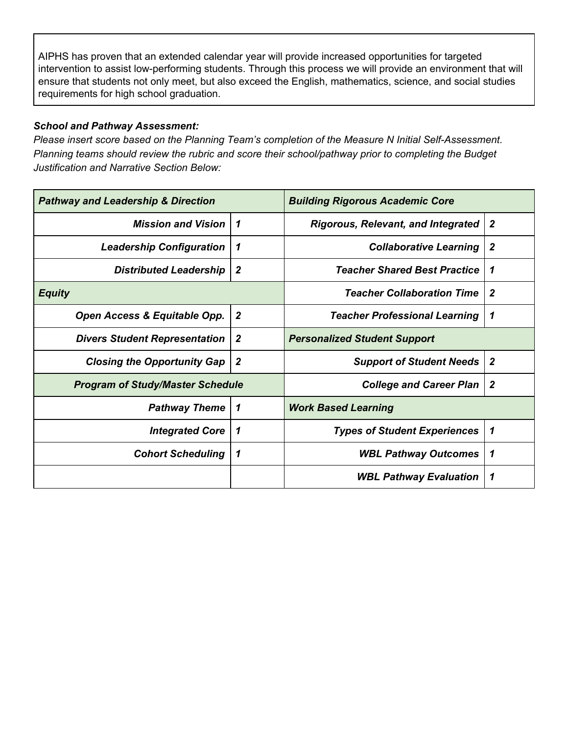AIPHS has proven that an extended calendar year will provide increased opportunities for targeted intervention to assist low-performing students. Through this process we will provide an environment that will ensure that students not only meet, but also exceed the English, mathematics, science, and social studies requirements for high school graduation.

***School and Pathway Assessment:***
*Please insert score based on the Planning Team's completion of the Measure N Initial Self-Assessment. Planning teams should review the rubric and score their school/pathway prior to completing the Budget Justification and Narrative Section Below:*

| ***Pathway and Leadership & Direction*** | | ***Building Rigorous Academic Core*** | |
|---|---|---|---|
| ***Mission and Vision*** | ***1*** | ***Rigorous, Relevant, and Integrated*** | ***2*** |
| ***Leadership Configuration*** | ***1*** | ***Collaborative Learning*** | ***2*** |
| ***Distributed Leadership*** | ***2*** | ***Teacher Shared Best Practice*** | ***1*** |
| ***Equity*** | | ***Teacher Collaboration Time*** | ***2*** |
| ***Open Access & Equitable Opp.*** | ***2*** | ***Teacher Professional Learning*** | ***1*** |
| ***Divers Student Representation*** | ***2*** | ***Personalized Student Support*** | |
| ***Closing the Opportunity Gap*** | ***2*** | ***Support of Student Needs*** | ***2*** |
| ***Program of Study/Master Schedule*** | | ***College and Career Plan*** | ***2*** |
| ***Pathway Theme*** | ***1*** | ***Work Based Learning*** | |
| ***Integrated Core*** | ***1*** | ***Types of Student Experiences*** | ***1*** |
| ***Cohort Scheduling*** | ***1*** | ***WBL Pathway Outcomes*** | ***1*** |
| | | ***WBL Pathway Evaluation*** | ***1*** |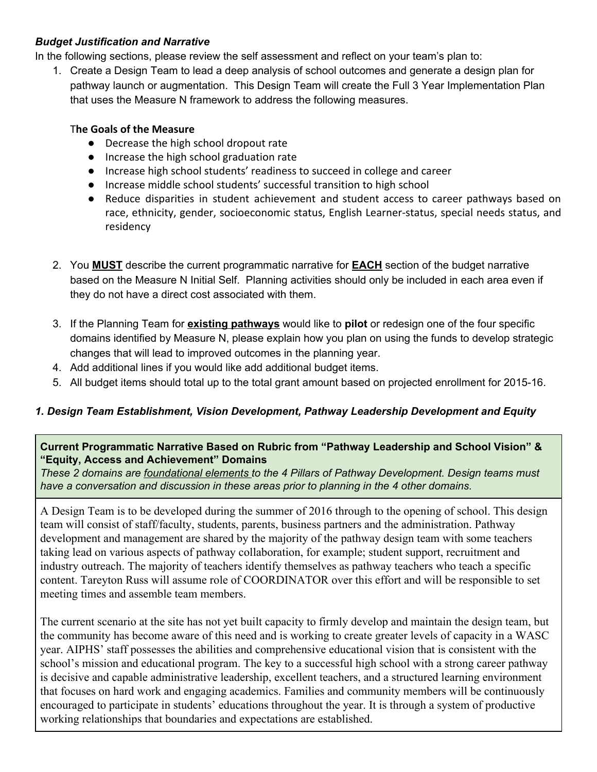***Budget Justification and Narrative***

In the following sections, please review the self assessment and reflect on your team's plan to:

1. Create a Design Team to lead a deep analysis of school outcomes and generate a design plan for pathway launch or augmentation. This Design Team will create the Full 3 Year Implementation Plan that uses the Measure N framework to address the following measures.

   **The Goals of the Measure**

   - Decrease the high school dropout rate
   - Increase the high school graduation rate
   - Increase high school students' readiness to succeed in college and career
   - Increase middle school students' successful transition to high school
   - Reduce disparities in student achievement and student access to career pathways based on race, ethnicity, gender, socioeconomic status, English Learner-status, special needs status, and residency

2. You **MUST** describe the current programmatic narrative for **EACH** section of the budget narrative based on the Measure N Initial Self. Planning activities should only be included in each area even if they do not have a direct cost associated with them.
3. If the Planning Team for **existing pathways** would like to **pilot** or redesign one of the four specific domains identified by Measure N, please explain how you plan on using the funds to develop strategic changes that will lead to improved outcomes in the planning year.
4. Add additional lines if you would like add additional budget items.
5. All budget items should total up to the total grant amount based on projected enrollment for 2015-16.

### *1. Design Team Establishment, Vision Development, Pathway Leadership Development and Equity*

**Current Programmatic Narrative Based on Rubric from "Pathway Leadership and School Vision" & "Equity, Access and Achievement" Domains**

*These 2 domains are foundational elements to the 4 Pillars of Pathway Development. Design teams must have a conversation and discussion in these areas prior to planning in the 4 other domains.*

A Design Team is to be developed during the summer of 2016 through to the opening of school. This design team will consist of staff/faculty, students, parents, business partners and the administration. Pathway development and management are shared by the majority of the pathway design team with some teachers taking lead on various aspects of pathway collaboration, for example; student support, recruitment and industry outreach. The majority of teachers identify themselves as pathway teachers who teach a specific content. Tareyton Russ will assume role of COORDINATOR over this effort and will be responsible to set meeting times and assemble team members.

The current scenario at the site has not yet built capacity to firmly develop and maintain the design team, but the community has become aware of this need and is working to create greater levels of capacity in a WASC year. AIPHS' staff possesses the abilities and comprehensive educational vision that is consistent with the school's mission and educational program. The key to a successful high school with a strong career pathway is decisive and capable administrative leadership, excellent teachers, and a structured learning environment that focuses on hard work and engaging academics. Families and community members will be continuously encouraged to participate in students' educations throughout the year. It is through a system of productive working relationships that boundaries and expectations are established.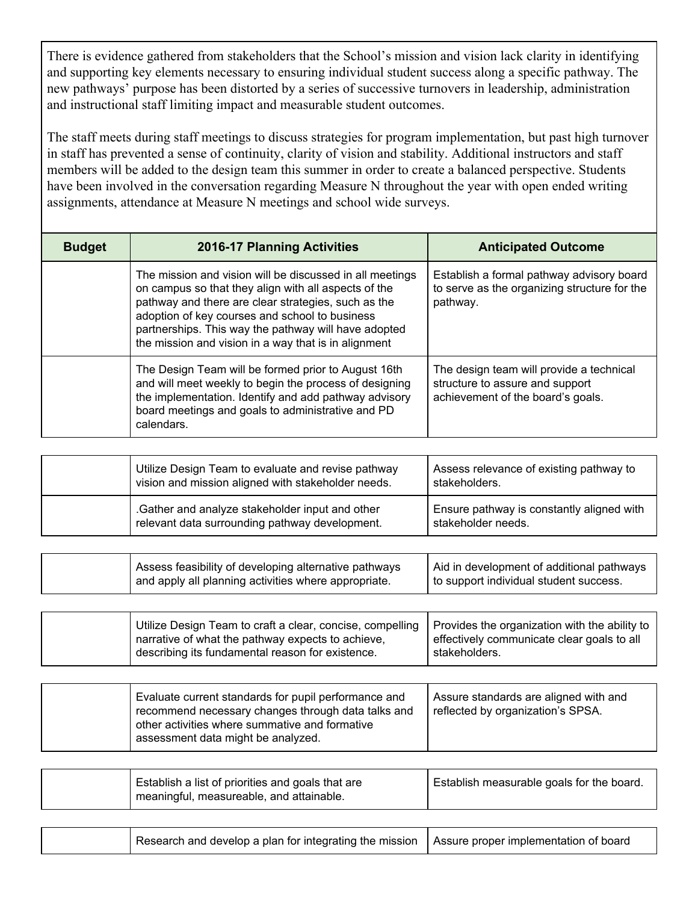There is evidence gathered from stakeholders that the School's mission and vision lack clarity in identifying and supporting key elements necessary to ensuring individual student success along a specific pathway. The new pathways' purpose has been distorted by a series of successive turnovers in leadership, administration and instructional staff limiting impact and measurable student outcomes.

The staff meets during staff meetings to discuss strategies for program implementation, but past high turnover in staff has prevented a sense of continuity, clarity of vision and stability. Additional instructors and staff members will be added to the design team this summer in order to create a balanced perspective. Students have been involved in the conversation regarding Measure N throughout the year with open ended writing assignments, attendance at Measure N meetings and school wide surveys.

| Budget | 2016-17 Planning Activities | Anticipated Outcome |
|---|---|---|
| | The mission and vision will be discussed in all meetings on campus so that they align with all aspects of the pathway and there are clear strategies, such as the adoption of key courses and school to business partnerships. This way the pathway will have adopted the mission and vision in a way that is in alignment | Establish a formal pathway advisory board to serve as the organizing structure for the pathway. |
| | The Design Team will be formed prior to August 16th and will meet weekly to begin the process of designing the implementation. Identify and add pathway advisory board meetings and goals to administrative and PD calendars. | The design team will provide a technical structure to assure and support achievement of the board's goals. |
| | Utilize Design Team to evaluate and revise pathway vision and mission aligned with stakeholder needs. | Assess relevance of existing pathway to stakeholders. |
| | .Gather and analyze stakeholder input and other relevant data surrounding pathway development. | Ensure pathway is constantly aligned with stakeholder needs. |
| | Assess feasibility of developing alternative pathways and apply all planning activities where appropriate. | Aid in development of additional pathways to support individual student success. |
| | Utilize Design Team to craft a clear, concise, compelling narrative of what the pathway expects to achieve, describing its fundamental reason for existence. | Provides the organization with the ability to effectively communicate clear goals to all stakeholders. |
| | Evaluate current standards for pupil performance and recommend necessary changes through data talks and other activities where summative and formative assessment data might be analyzed. | Assure standards are aligned with and reflected by organization's SPSA. |
| | Establish a list of priorities and goals that are meaningful, measureable, and attainable. | Establish measurable goals for the board. |
| | Research and develop a plan for integrating the mission | Assure proper implementation of board |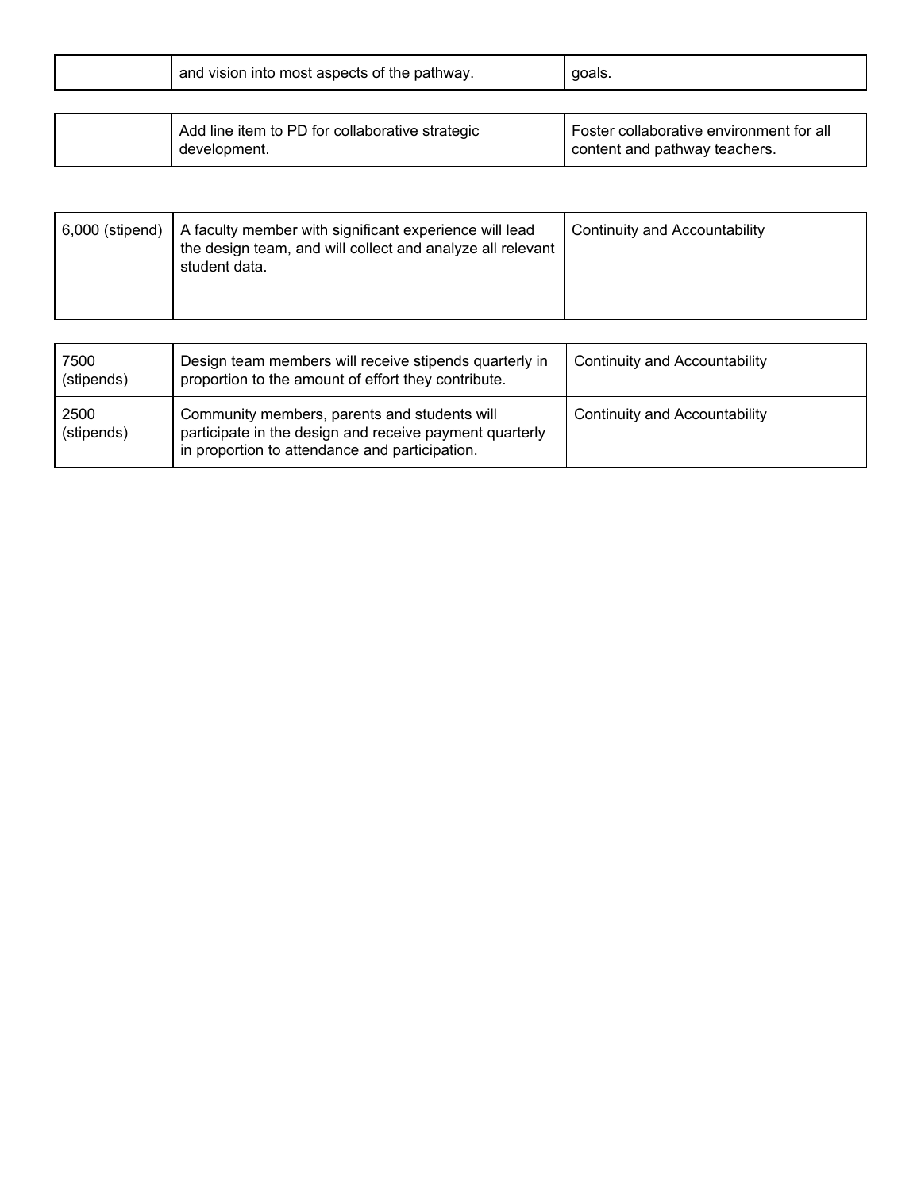| | | |
|---|---|---|
| | and vision into most aspects of the pathway. | goals. |

| | | |
|---|---|---|
| | Add line item to PD for collaborative strategic development. | Foster collaborative environment for all content and pathway teachers. |

| | | |
|---|---|---|
| 6,000 (stipend) | A faculty member with significant experience will lead the design team, and will collect and analyze all relevant student data. | Continuity and Accountability |

| | | |
|---|---|---|
| 7500 (stipends) | Design team members will receive stipends quarterly in proportion to the amount of effort they contribute. | Continuity and Accountability |
| 2500 (stipends) | Community members, parents and students will participate in the design and receive payment quarterly in proportion to attendance and participation. | Continuity and Accountability |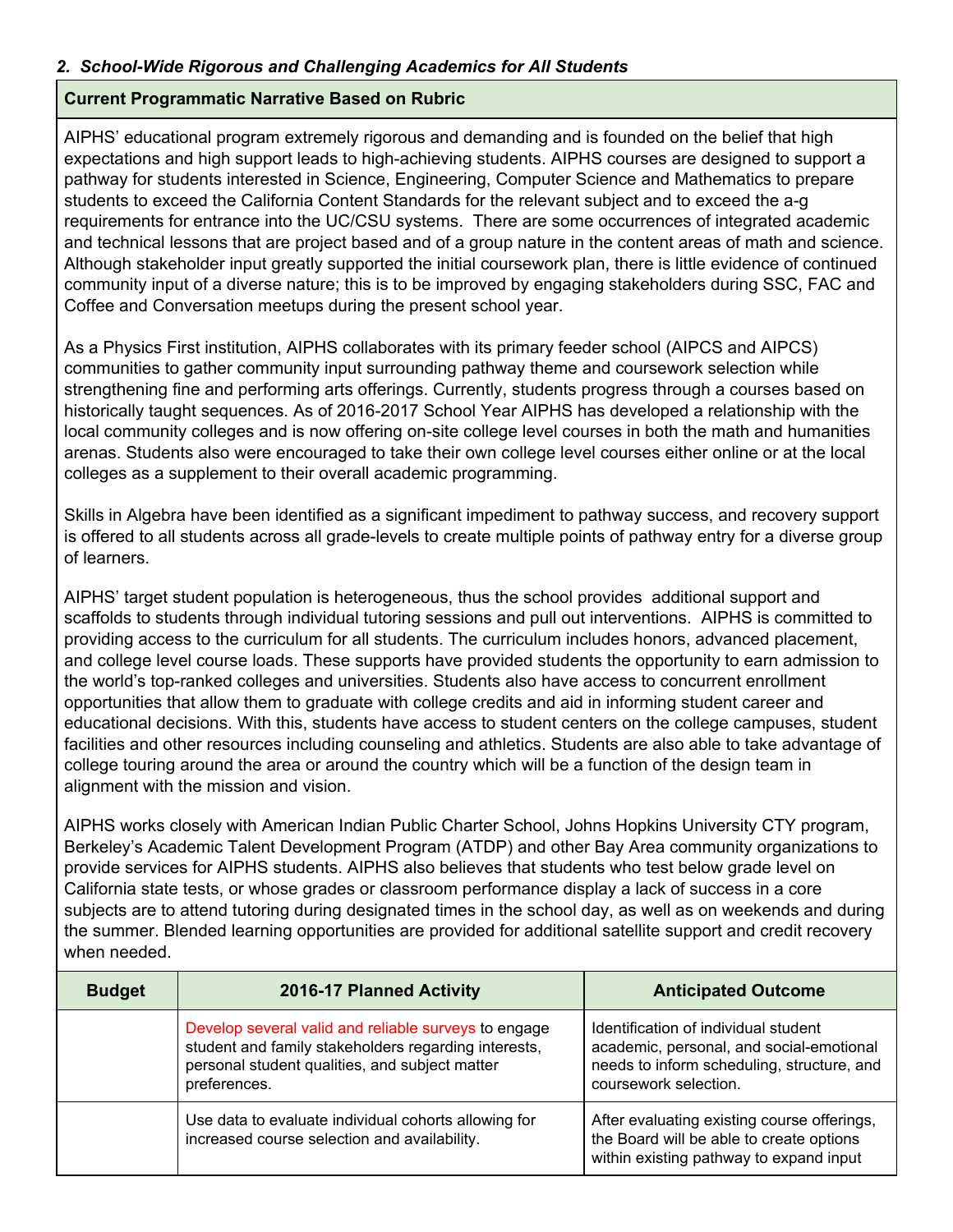## *2. School-Wide Rigorous and Challenging Academics for All Students*

**Current Programmatic Narrative Based on Rubric**

AIPHS' educational program extremely rigorous and demanding and is founded on the belief that high expectations and high support leads to high-achieving students. AIPHS courses are designed to support a pathway for students interested in Science, Engineering, Computer Science and Mathematics to prepare students to exceed the California Content Standards for the relevant subject and to exceed the a-g requirements for entrance into the UC/CSU systems. There are some occurrences of integrated academic and technical lessons that are project based and of a group nature in the content areas of math and science. Although stakeholder input greatly supported the initial coursework plan, there is little evidence of continued community input of a diverse nature; this is to be improved by engaging stakeholders during SSC, FAC and Coffee and Conversation meetups during the present school year.

As a Physics First institution, AIPHS collaborates with its primary feeder school (AIPCS and AIPCS) communities to gather community input surrounding pathway theme and coursework selection while strengthening fine and performing arts offerings. Currently, students progress through a courses based on historically taught sequences. As of 2016-2017 School Year AIPHS has developed a relationship with the local community colleges and is now offering on-site college level courses in both the math and humanities arenas. Students also were encouraged to take their own college level courses either online or at the local colleges as a supplement to their overall academic programming.

Skills in Algebra have been identified as a significant impediment to pathway success, and recovery support is offered to all students across all grade-levels to create multiple points of pathway entry for a diverse group of learners.

AIPHS' target student population is heterogeneous, thus the school provides additional support and scaffolds to students through individual tutoring sessions and pull out interventions. AIPHS is committed to providing access to the curriculum for all students. The curriculum includes honors, advanced placement, and college level course loads. These supports have provided students the opportunity to earn admission to the world's top-ranked colleges and universities. Students also have access to concurrent enrollment opportunities that allow them to graduate with college credits and aid in informing student career and educational decisions. With this, students have access to student centers on the college campuses, student facilities and other resources including counseling and athletics. Students are also able to take advantage of college touring around the area or around the country which will be a function of the design team in alignment with the mission and vision.

AIPHS works closely with American Indian Public Charter School, Johns Hopkins University CTY program, Berkeley's Academic Talent Development Program (ATDP) and other Bay Area community organizations to provide services for AIPHS students. AIPHS also believes that students who test below grade level on California state tests, or whose grades or classroom performance display a lack of success in a core subjects are to attend tutoring during designated times in the school day, as well as on weekends and during the summer. Blended learning opportunities are provided for additional satellite support and credit recovery when needed.

| Budget | 2016-17 Planned Activity | Anticipated Outcome |
|---|---|---|
| | Develop several valid and reliable surveys to engage student and family stakeholders regarding interests, personal student qualities, and subject matter preferences. | Identification of individual student academic, personal, and social-emotional needs to inform scheduling, structure, and coursework selection. |
| | Use data to evaluate individual cohorts allowing for increased course selection and availability. | After evaluating existing course offerings, the Board will be able to create options within existing pathway to expand input |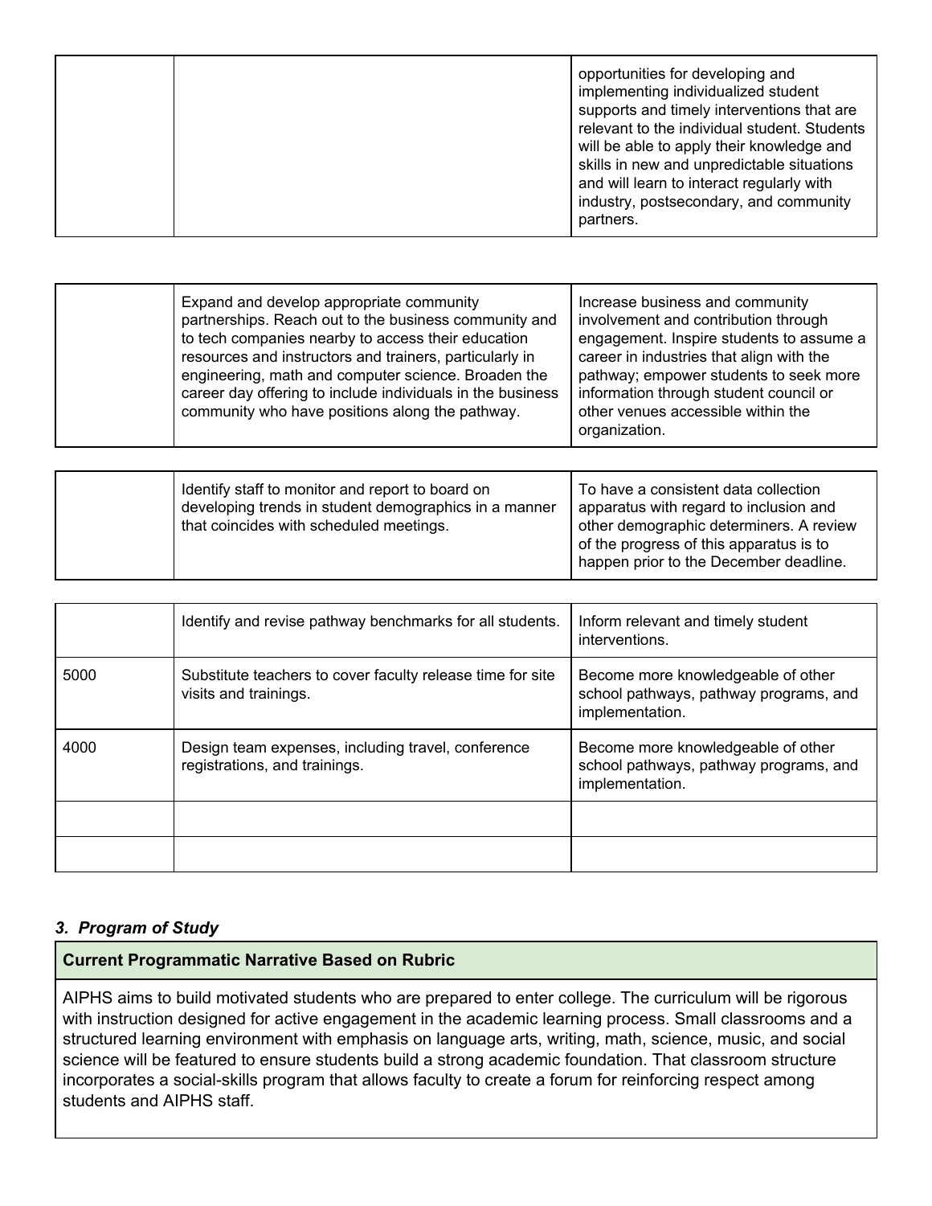| | | |
|---|---|---|
| | | opportunities for developing and implementing individualized student supports and timely interventions that are relevant to the individual student. Students will be able to apply their knowledge and skills in new and unpredictable situations and will learn to interact regularly with industry, postsecondary, and community partners. |

| | | |
|---|---|---|
| | Expand and develop appropriate community partnerships. Reach out to the business community and to tech companies nearby to access their education resources and instructors and trainers, particularly in engineering, math and computer science. Broaden the career day offering to include individuals in the business community who have positions along the pathway. | Increase business and community involvement and contribution through engagement. Inspire students to assume a career in industries that align with the pathway; empower students to seek more information through student council or other venues accessible within the organization. |

| | | |
|---|---|---|
| | Identify staff to monitor and report to board on developing trends in student demographics in a manner that coincides with scheduled meetings. | To have a consistent data collection apparatus with regard to inclusion and other demographic determiners. A review of the progress of this apparatus is to happen prior to the December deadline. |

| | | |
|---|---|---|
| | Identify and revise pathway benchmarks for all students. | Inform relevant and timely student interventions. |
| 5000 | Substitute teachers to cover faculty release time for site visits and trainings. | Become more knowledgeable of other school pathways, pathway programs, and implementation. |
| 4000 | Design team expenses, including travel, conference registrations, and trainings. | Become more knowledgeable of other school pathways, pathway programs, and implementation. |
| | | |
| | | |

### *3. Program of Study*

| **Current Programmatic Narrative Based on Rubric** |
|---|
| AIPHS aims to build motivated students who are prepared to enter college. The curriculum will be rigorous with instruction designed for active engagement in the academic learning process. Small classrooms and a structured learning environment with emphasis on language arts, writing, math, science, music, and social science will be featured to ensure students build a strong academic foundation. That classroom structure incorporates a social-skills program that allows faculty to create a forum for reinforcing respect among students and AIPHS staff. |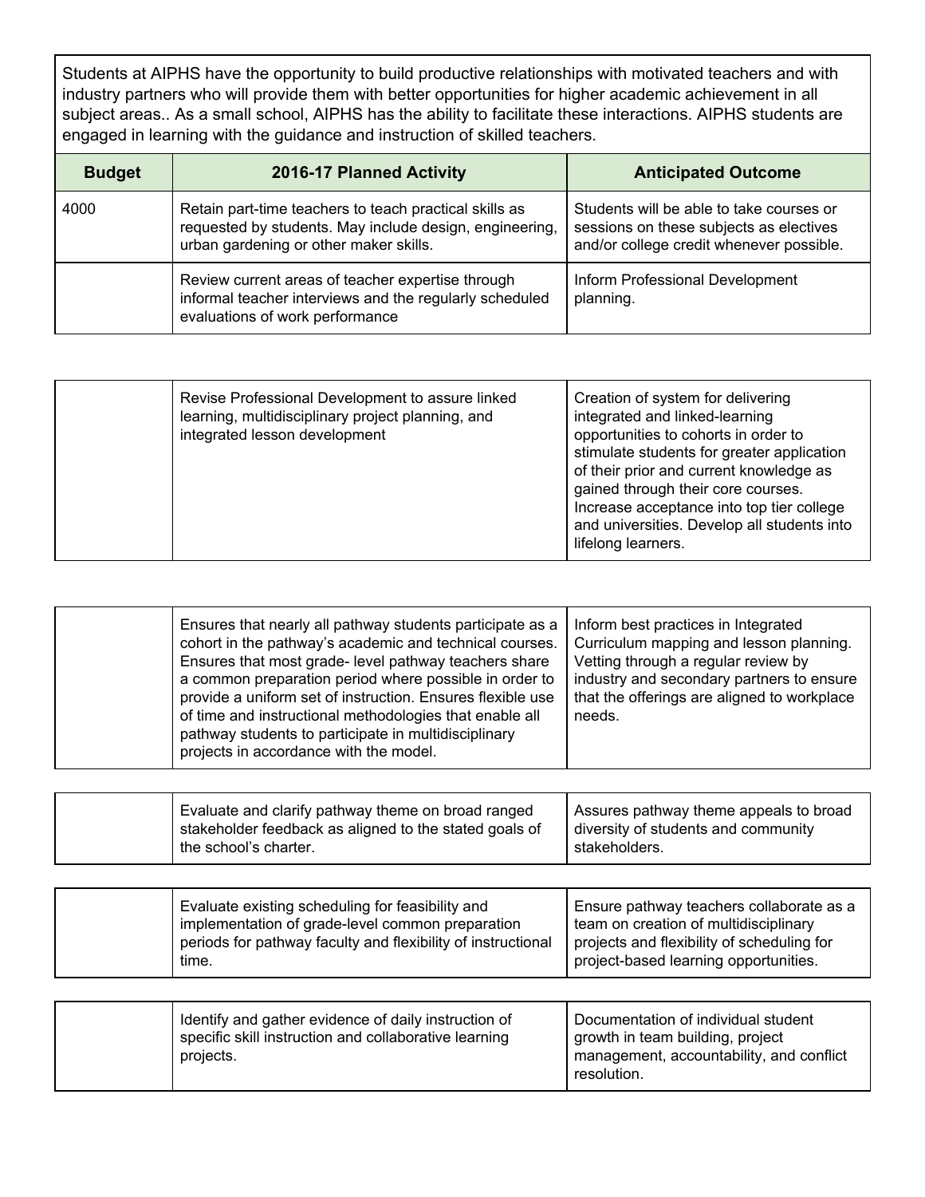Students at AIPHS have the opportunity to build productive relationships with motivated teachers and with industry partners who will provide them with better opportunities for higher academic achievement in all subject areas.. As a small school, AIPHS has the ability to facilitate these interactions. AIPHS students are engaged in learning with the guidance and instruction of skilled teachers.

| Budget | 2016-17 Planned Activity | Anticipated Outcome |
|---|---|---|
| 4000 | Retain part-time teachers to teach practical skills as requested by students. May include design, engineering, urban gardening or other maker skills. | Students will be able to take courses or sessions on these subjects as electives and/or college credit whenever possible. |
| | Review current areas of teacher expertise through informal teacher interviews and the regularly scheduled evaluations of work performance | Inform Professional Development planning. |
| | Revise Professional Development to assure linked learning, multidisciplinary project planning, and integrated lesson development | Creation of system for delivering integrated and linked-learning opportunities to cohorts in order to stimulate students for greater application of their prior and current knowledge as gained through their core courses. Increase acceptance into top tier college and universities. Develop all students into lifelong learners. |
| | Ensures that nearly all pathway students participate as a cohort in the pathway's academic and technical courses. Ensures that most grade- level pathway teachers share a common preparation period where possible in order to provide a uniform set of instruction. Ensures flexible use of time and instructional methodologies that enable all pathway students to participate in multidisciplinary projects in accordance with the model. | Inform best practices in Integrated Curriculum mapping and lesson planning. Vetting through a regular review by industry and secondary partners to ensure that the offerings are aligned to workplace needs. |
| | Evaluate and clarify pathway theme on broad ranged stakeholder feedback as aligned to the stated goals of the school's charter. | Assures pathway theme appeals to broad diversity of students and community stakeholders. |
| | Evaluate existing scheduling for feasibility and implementation of grade-level common preparation periods for pathway faculty and flexibility of instructional time. | Ensure pathway teachers collaborate as a team on creation of multidisciplinary projects and flexibility of scheduling for project-based learning opportunities. |
| | Identify and gather evidence of daily instruction of specific skill instruction and collaborative learning projects. | Documentation of individual student growth in team building, project management, accountability, and conflict resolution. |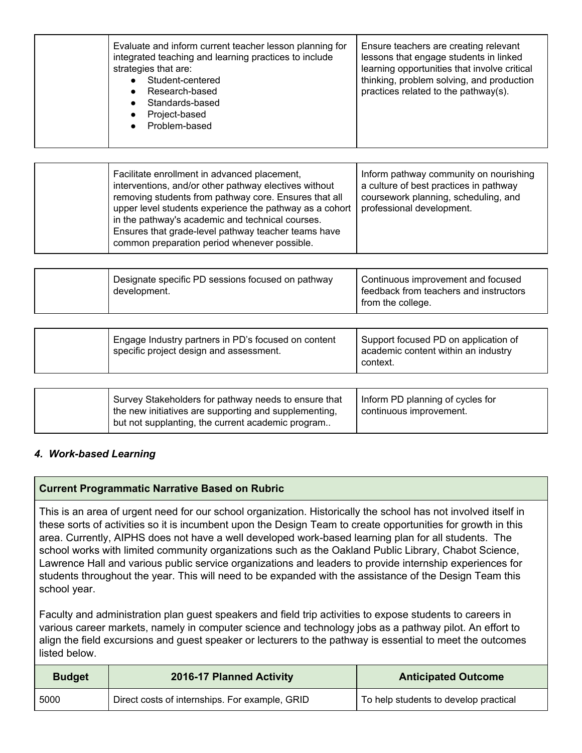| | | |
|---|---|---|
| | Evaluate and inform current teacher lesson planning for integrated teaching and learning practices to include strategies that are:<br>● Student-centered<br>● Research-based<br>● Standards-based<br>● Project-based<br>● Problem-based | Ensure teachers are creating relevant lessons that engage students in linked learning opportunities that involve critical thinking, problem solving, and production practices related to the pathway(s). |

| | | |
|---|---|---|
| | Facilitate enrollment in advanced placement, interventions, and/or other pathway electives without removing students from pathway core. Ensures that all upper level students experience the pathway as a cohort in the pathway's academic and technical courses. Ensures that grade-level pathway teacher teams have common preparation period whenever possible. | Inform pathway community on nourishing a culture of best practices in pathway coursework planning, scheduling, and professional development. |

| | | |
|---|---|---|
| | Designate specific PD sessions focused on pathway development. | Continuous improvement and focused feedback from teachers and instructors from the college. |

| | | |
|---|---|---|
| | Engage Industry partners in PD's focused on content specific project design and assessment. | Support focused PD on application of academic content within an industry context. |

| | | |
|---|---|---|
| | Survey Stakeholders for pathway needs to ensure that the new initiatives are supporting and supplementing, but not supplanting, the current academic program.. | Inform PD planning of cycles for continuous improvement. |

***4. Work-based Learning***

**Current Programmatic Narrative Based on Rubric**

This is an area of urgent need for our school organization. Historically the school has not involved itself in these sorts of activities so it is incumbent upon the Design Team to create opportunities for growth in this area. Currently, AIPHS does not have a well developed work-based learning plan for all students. The school works with limited community organizations such as the Oakland Public Library, Chabot Science, Lawrence Hall and various public service organizations and leaders to provide internship experiences for students throughout the year. This will need to be expanded with the assistance of the Design Team this school year.

Faculty and administration plan guest speakers and field trip activities to expose students to careers in various career markets, namely in computer science and technology jobs as a pathway pilot. An effort to align the field excursions and guest speaker or lecturers to the pathway is essential to meet the outcomes listed below.

| Budget | 2016-17 Planned Activity | Anticipated Outcome |
|---|---|---|
| 5000 | Direct costs of internships. For example, GRID | To help students to develop practical |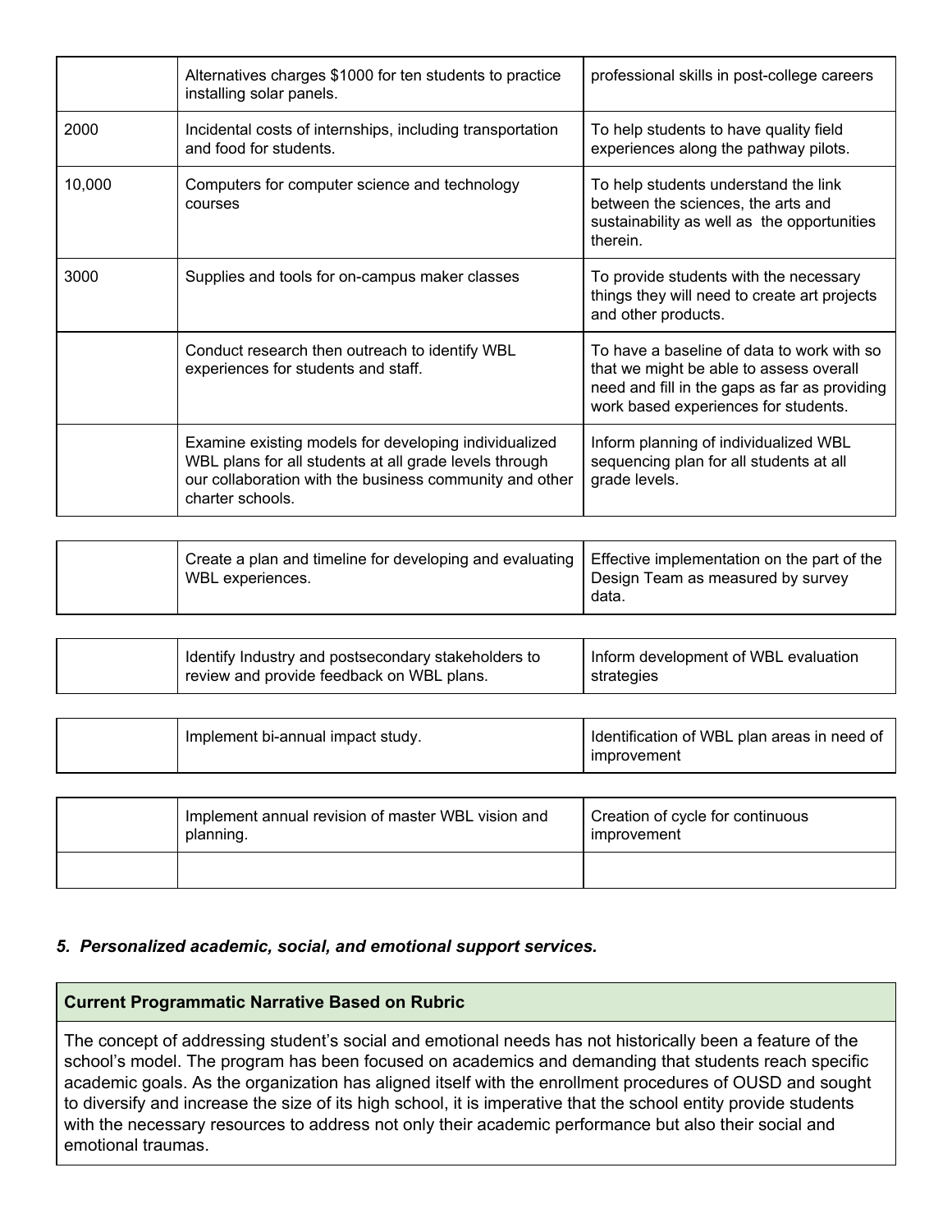| | | |
|---|---|---|
| | Alternatives charges $1000 for ten students to practice installing solar panels. | professional skills in post-college careers |
| 2000 | Incidental costs of internships, including transportation and food for students. | To help students to have quality field experiences along the pathway pilots. |
| 10,000 | Computers for computer science and technology courses | To help students understand the link between the sciences, the arts and sustainability as well as the opportunities therein. |
| 3000 | Supplies and tools for on-campus maker classes | To provide students with the necessary things they will need to create art projects and other products. |
| | Conduct research then outreach to identify WBL experiences for students and staff. | To have a baseline of data to work with so that we might be able to assess overall need and fill in the gaps as far as providing work based experiences for students. |
| | Examine existing models for developing individualized WBL plans for all students at all grade levels through our collaboration with the business community and other charter schools. | Inform planning of individualized WBL sequencing plan for all students at all grade levels. |
| | Create a plan and timeline for developing and evaluating WBL experiences. | Effective implementation on the part of the Design Team as measured by survey data. |
| | Identify Industry and postsecondary stakeholders to review and provide feedback on WBL plans. | Inform development of WBL evaluation strategies |
| | Implement bi-annual impact study. | Identification of WBL plan areas in need of improvement |
| | Implement annual revision of master WBL vision and planning. | Creation of cycle for continuous improvement |
| | | |

***5. Personalized academic, social, and emotional support services.***

| **Current Programmatic Narrative Based on Rubric** |
|---|
| The concept of addressing student's social and emotional needs has not historically been a feature of the school's model. The program has been focused on academics and demanding that students reach specific academic goals. As the organization has aligned itself with the enrollment procedures of OUSD and sought to diversify and increase the size of its high school, it is imperative that the school entity provide students with the necessary resources to address not only their academic performance but also their social and emotional traumas. |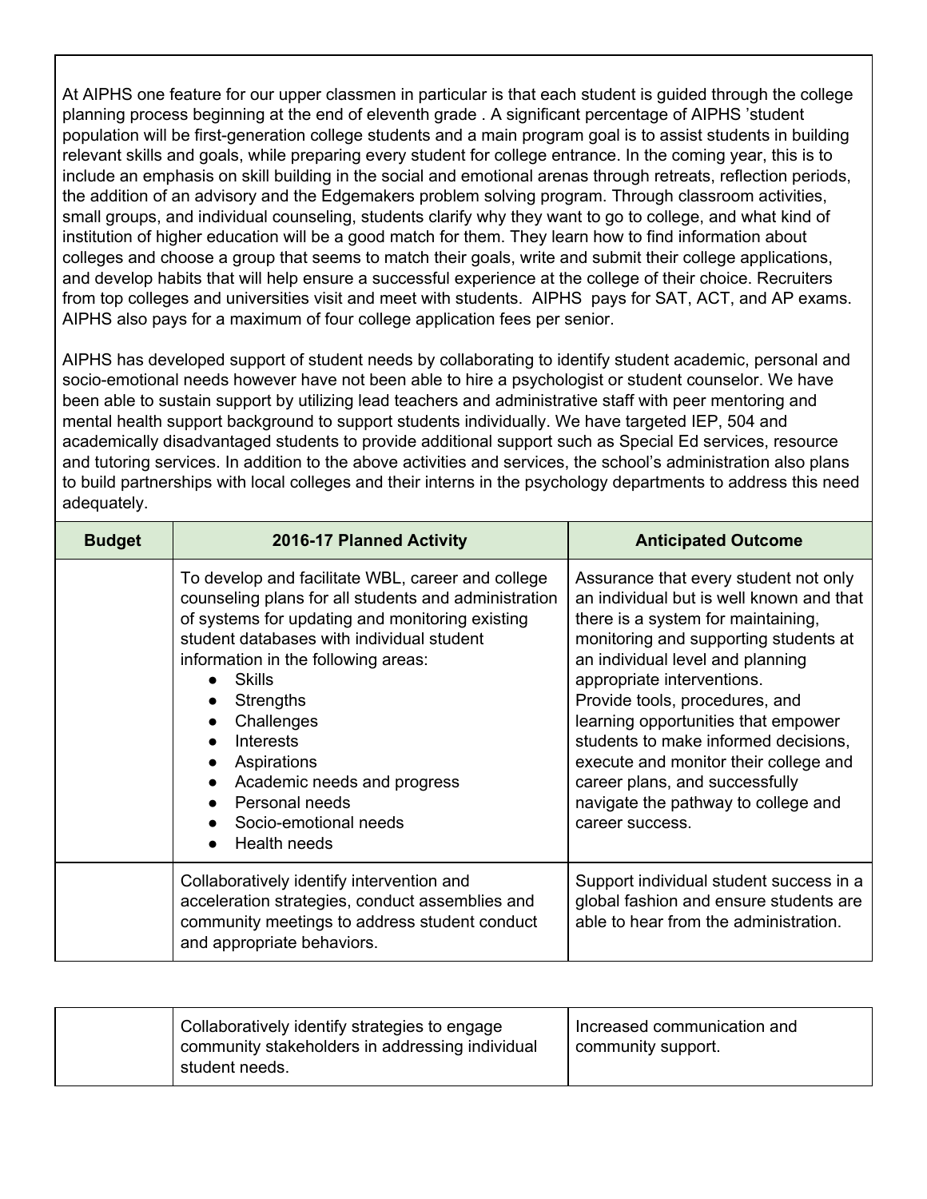At AIPHS one feature for our upper classmen in particular is that each student is guided through the college planning process beginning at the end of eleventh grade . A significant percentage of AIPHS 'student population will be first-generation college students and a main program goal is to assist students in building relevant skills and goals, while preparing every student for college entrance. In the coming year, this is to include an emphasis on skill building in the social and emotional arenas through retreats, reflection periods, the addition of an advisory and the Edgemakers problem solving program. Through classroom activities, small groups, and individual counseling, students clarify why they want to go to college, and what kind of institution of higher education will be a good match for them. They learn how to find information about colleges and choose a group that seems to match their goals, write and submit their college applications, and develop habits that will help ensure a successful experience at the college of their choice. Recruiters from top colleges and universities visit and meet with students. AIPHS pays for SAT, ACT, and AP exams. AIPHS also pays for a maximum of four college application fees per senior.

AIPHS has developed support of student needs by collaborating to identify student academic, personal and socio-emotional needs however have not been able to hire a psychologist or student counselor. We have been able to sustain support by utilizing lead teachers and administrative staff with peer mentoring and mental health support background to support students individually. We have targeted IEP, 504 and academically disadvantaged students to provide additional support such as Special Ed services, resource and tutoring services. In addition to the above activities and services, the school's administration also plans to build partnerships with local colleges and their interns in the psychology departments to address this need adequately.

| Budget | 2016-17 Planned Activity | Anticipated Outcome |
|---|---|---|
| | To develop and facilitate WBL, career and college counseling plans for all students and administration of systems for updating and monitoring existing student databases with individual student information in the following areas:<br>• Skills<br>• Strengths<br>• Challenges<br>• Interests<br>• Aspirations<br>• Academic needs and progress<br>• Personal needs<br>• Socio-emotional needs<br>• Health needs | Assurance that every student not only an individual but is well known and that there is a system for maintaining, monitoring and supporting students at an individual level and planning appropriate interventions.<br>Provide tools, procedures, and learning opportunities that empower students to make informed decisions, execute and monitor their college and career plans, and successfully navigate the pathway to college and career success. |
| | Collaboratively identify intervention and acceleration strategies, conduct assemblies and community meetings to address student conduct and appropriate behaviors. | Support individual student success in a global fashion and ensure students are able to hear from the administration. |
| | Collaboratively identify strategies to engage community stakeholders in addressing individual student needs. | Increased communication and community support. |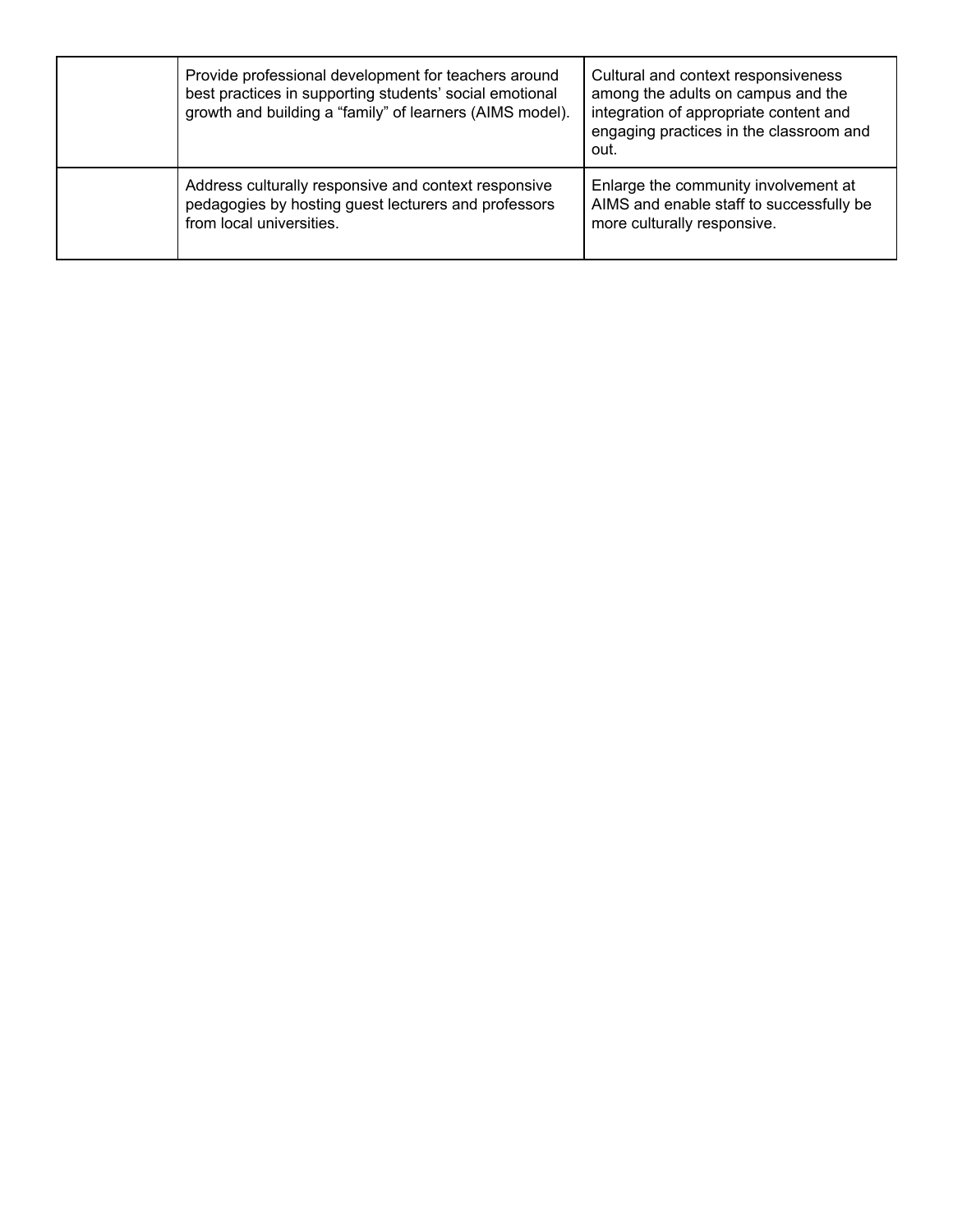| | | |
|---|---|---|
| | Provide professional development for teachers around best practices in supporting students' social emotional growth and building a "family" of learners (AIMS model). | Cultural and context responsiveness among the adults on campus and the integration of appropriate content and engaging practices in the classroom and out. |
| | Address culturally responsive and context responsive pedagogies by hosting guest lecturers and professors from local universities. | Enlarge the community involvement at AIMS and enable staff to successfully be more culturally responsive. |